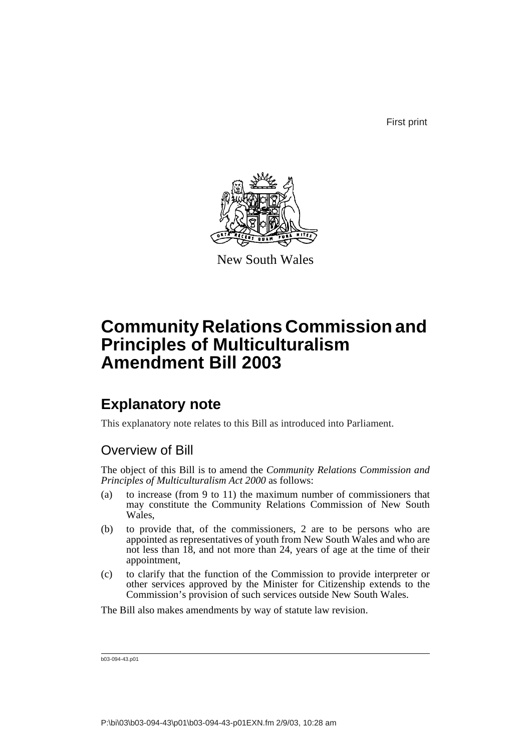First print

New South Wales

# Community Relations Commission and Principles of Multiculturalism Amendment Bill 2003

## Explanatory note

This explanatory note relates to this Bill as introduced into Parliament.

### Overview of Bill

The object of this Bill is to amend the *Community Relations Commission and Principles of Multiculturalism Act 2000* as follows:

(a) to increase (from 9 to 11) the maximum number of commissioners that may constitute the Community Relations Commission of New South Wales,

(b) to provide that, of the commissioners, 2 are to be persons who are appointed as representatives of youth from New South Wales and who are not less than 18, and not more than 24, years of age at the time of their appointment,

(c) to clarify that the function of the Commission to provide interpreter or other services approved by the Minister for Citizenship extends to the Commission's provision of such services outside New South Wales.

The Bill also makes amendments by way of statute law revision.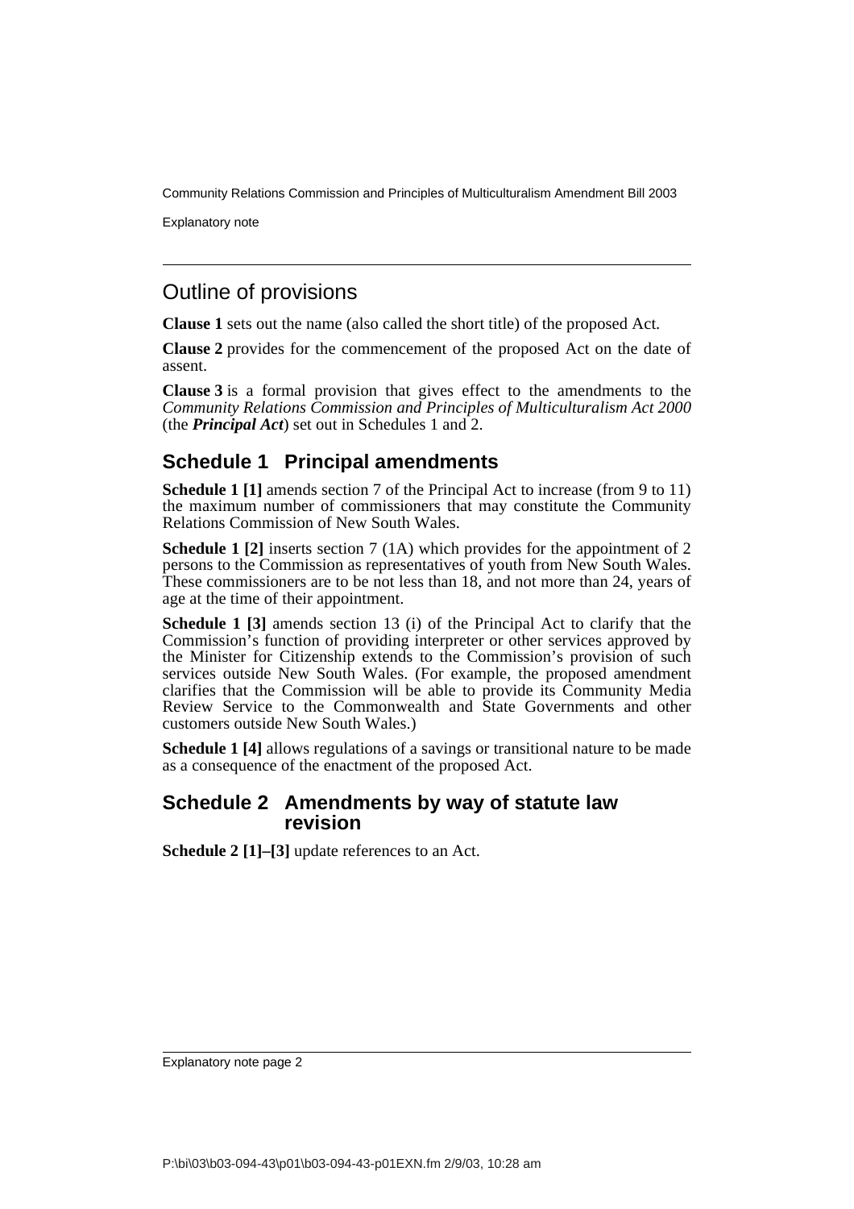## Outline of provisions

**Clause 1** sets out the name (also called the short title) of the proposed Act.

**Clause 2** provides for the commencement of the proposed Act on the date of assent.

**Clause 3** is a formal provision that gives effect to the amendments to the *Community Relations Commission and Principles of Multiculturalism Act 2000* (the ***Principal Act***) set out in Schedules 1 and 2.

## Schedule 1 Principal amendments

**Schedule 1 [1]** amends section 7 of the Principal Act to increase (from 9 to 11) the maximum number of commissioners that may constitute the Community Relations Commission of New South Wales.

**Schedule 1 [2]** inserts section 7 (1A) which provides for the appointment of 2 persons to the Commission as representatives of youth from New South Wales. These commissioners are to be not less than 18, and not more than 24, years of age at the time of their appointment.

**Schedule 1 [3]** amends section 13 (i) of the Principal Act to clarify that the Commission's function of providing interpreter or other services approved by the Minister for Citizenship extends to the Commission's provision of such services outside New South Wales. (For example, the proposed amendment clarifies that the Commission will be able to provide its Community Media Review Service to the Commonwealth and State Governments and other customers outside New South Wales.)

**Schedule 1 [4]** allows regulations of a savings or transitional nature to be made as a consequence of the enactment of the proposed Act.

## Schedule 2 Amendments by way of statute law revision

**Schedule 2 [1]–[3]** update references to an Act.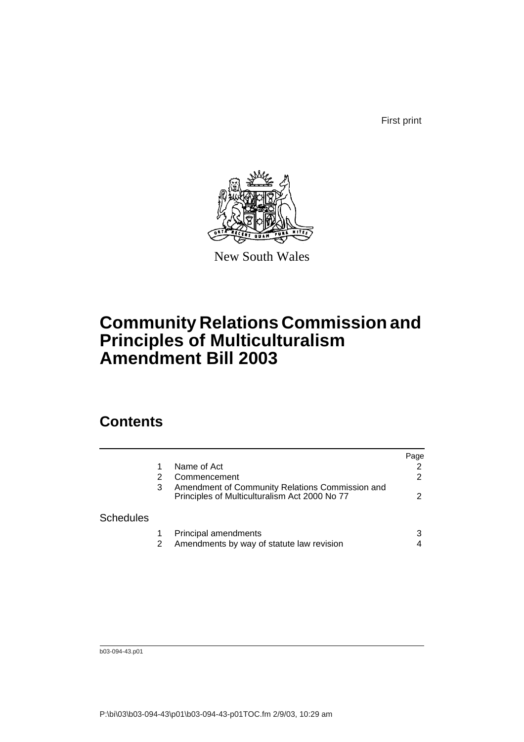First print

New South Wales

# Community Relations Commission and Principles of Multiculturalism Amendment Bill 2003

## Contents

| | | | Page |
|---|---|---|---|
| | 1 | Name of Act | 2 |
| | 2 | Commencement | 2 |
| | 3 | Amendment of Community Relations Commission and Principles of Multiculturalism Act 2000 No 77 | 2 |
| Schedules | | | |
| | 1 | Principal amendments | 3 |
| | 2 | Amendments by way of statute law revision | 4 |

b03-094-43.p01

P:\bi\03\b03-094-43\p01\b03-094-43-p01TOC.fm 2/9/03, 10:29 am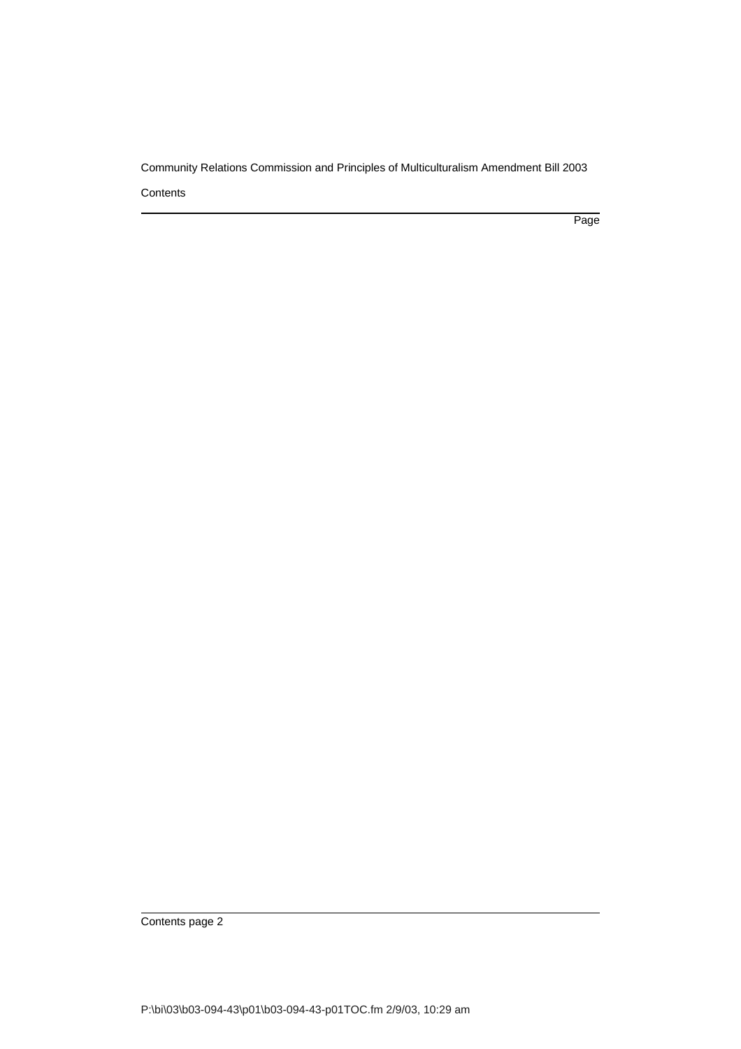Contents

Page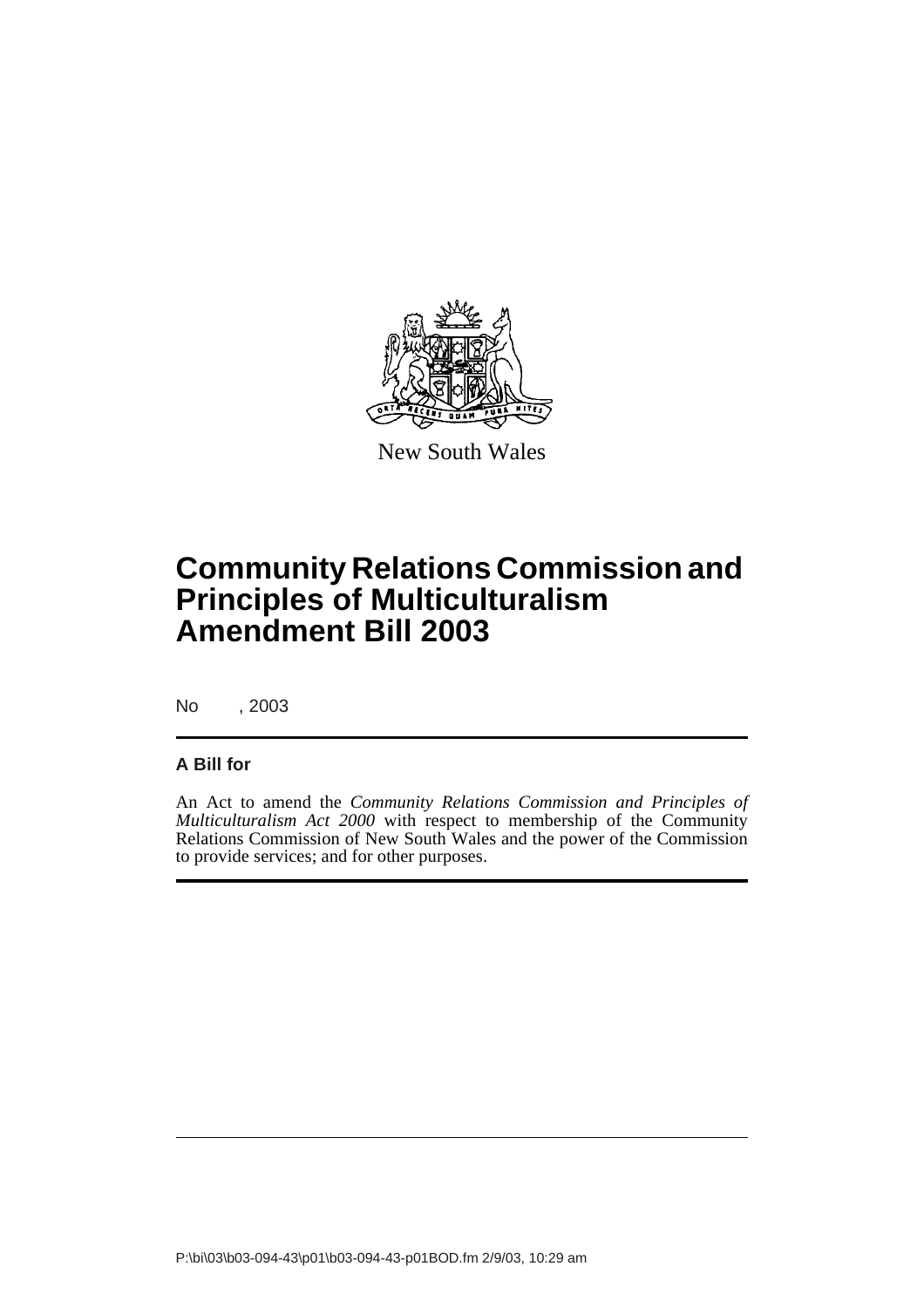New South Wales

# Community Relations Commission and Principles of Multiculturalism Amendment Bill 2003

No , 2003

**A Bill for**

An Act to amend the *Community Relations Commission and Principles of Multiculturalism Act 2000* with respect to membership of the Community Relations Commission of New South Wales and the power of the Commission to provide services; and for other purposes.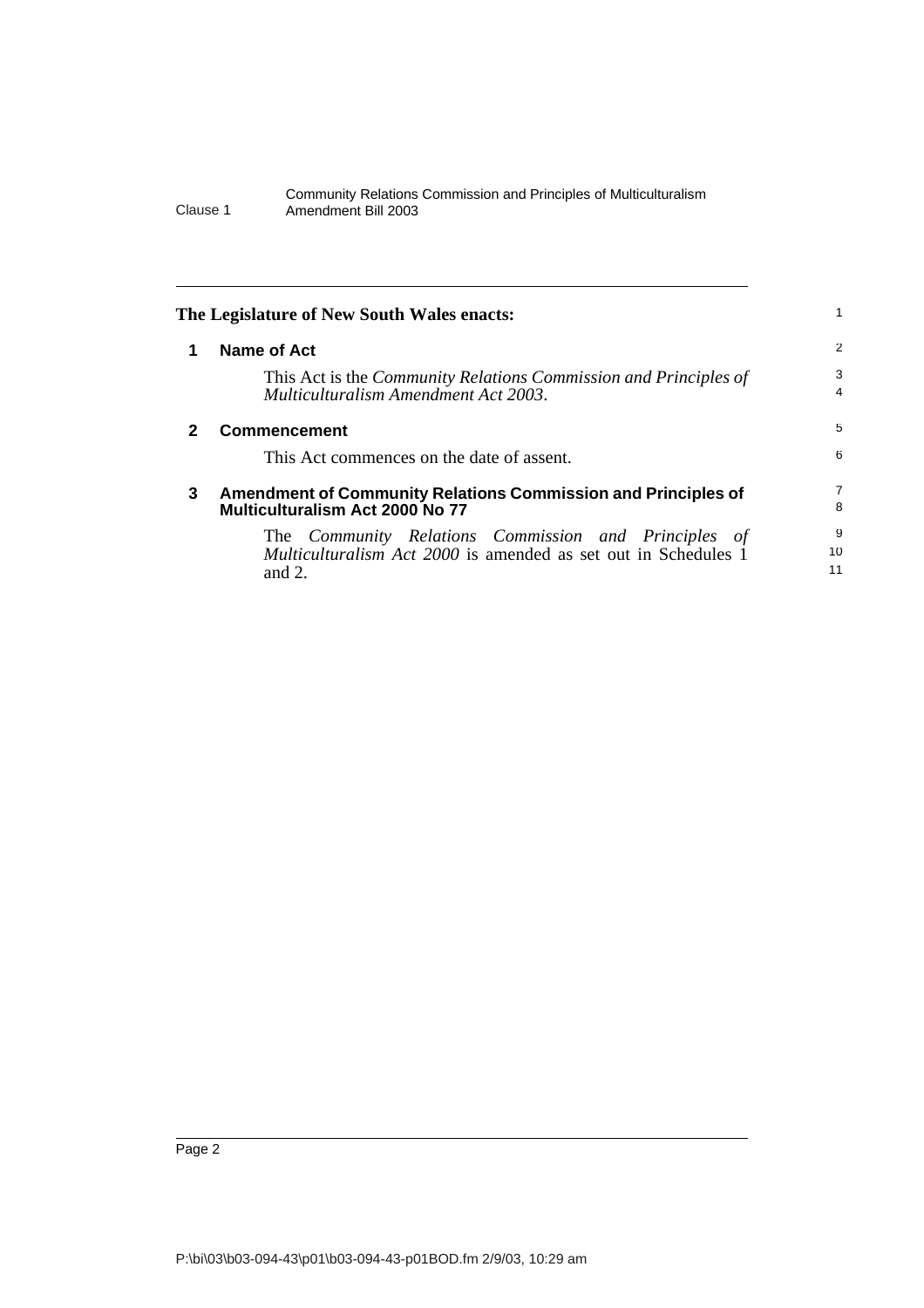**The Legislature of New South Wales enacts:**

## 1 Name of Act

This Act is the *Community Relations Commission and Principles of Multiculturalism Amendment Act 2003*.

## 2 Commencement

This Act commences on the date of assent.

## 3 Amendment of Community Relations Commission and Principles of Multiculturalism Act 2000 No 77

The *Community Relations Commission and Principles of Multiculturalism Act 2000* is amended as set out in Schedules 1 and 2.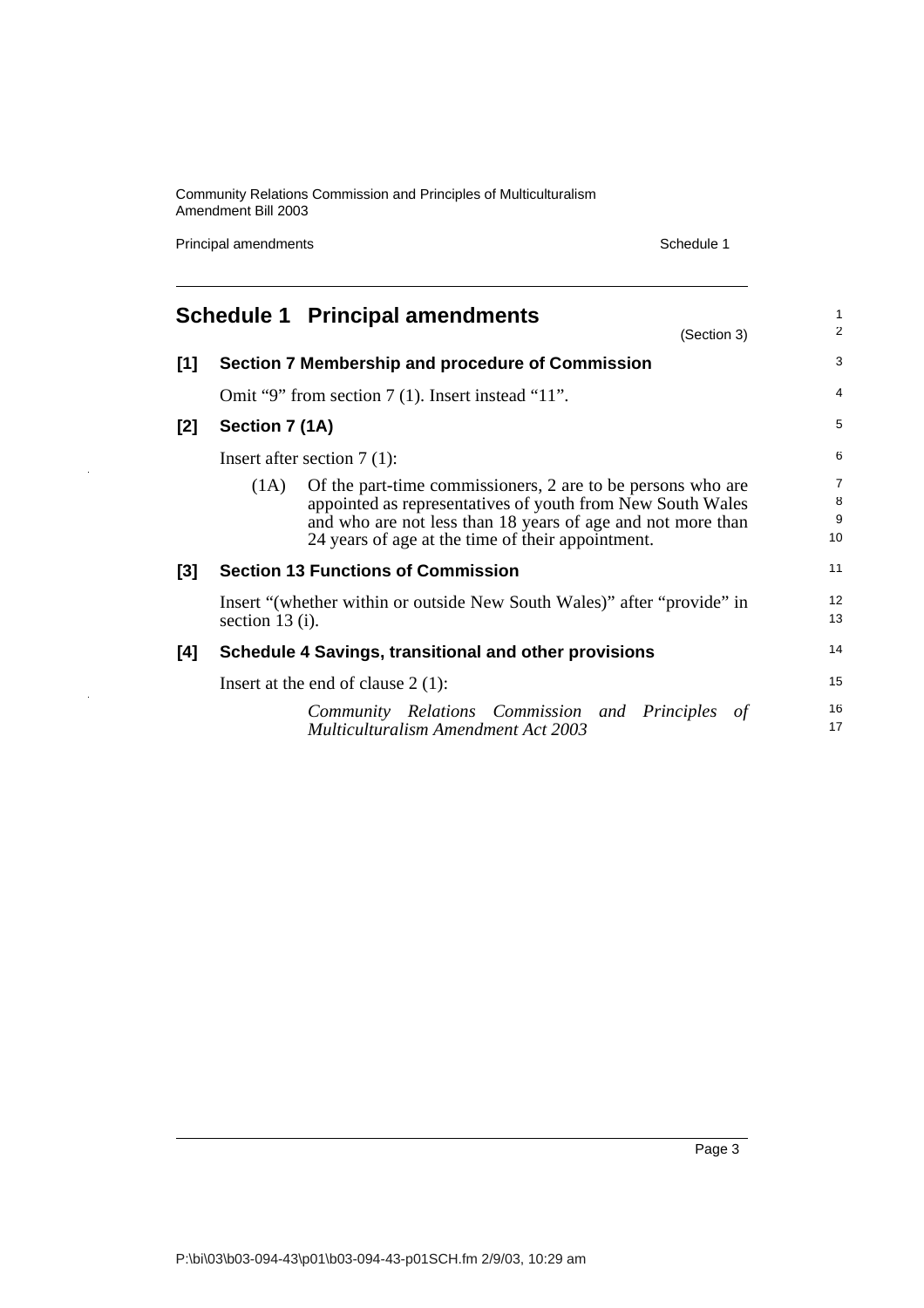## Schedule 1 Principal amendments

(Section 3)

**[1] Section 7 Membership and procedure of Commission**

Omit "9" from section 7 (1). Insert instead "11".

**[2] Section 7 (1A)**

Insert after section 7 (1):

(1A) Of the part-time commissioners, 2 are to be persons who are appointed as representatives of youth from New South Wales and who are not less than 18 years of age and not more than 24 years of age at the time of their appointment.

**[3] Section 13 Functions of Commission**

Insert "(whether within or outside New South Wales)" after "provide" in section 13 (i).

**[4] Schedule 4 Savings, transitional and other provisions**

Insert at the end of clause 2 (1):

*Community Relations Commission and Principles of Multiculturalism Amendment Act 2003*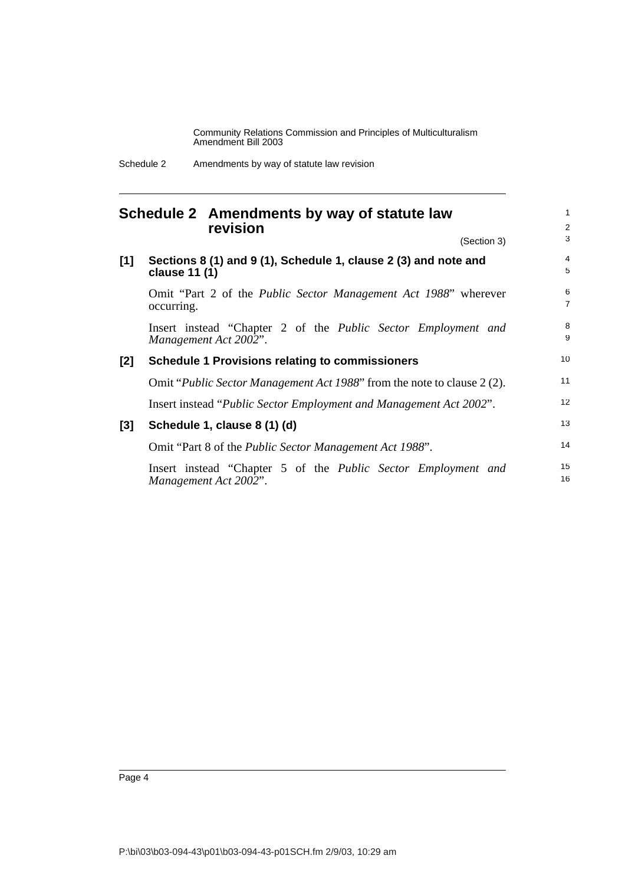# Schedule 2 Amendments by way of statute law revision

(Section 3)

### [1] Sections 8 (1) and 9 (1), Schedule 1, clause 2 (3) and note and clause 11 (1)

Omit "Part 2 of the *Public Sector Management Act 1988*" wherever occurring.

Insert instead "Chapter 2 of the *Public Sector Employment and Management Act 2002*".

### [2] Schedule 1 Provisions relating to commissioners

Omit "*Public Sector Management Act 1988*" from the note to clause 2 (2).

Insert instead "*Public Sector Employment and Management Act 2002*".

### [3] Schedule 1, clause 8 (1) (d)

Omit "Part 8 of the *Public Sector Management Act 1988*".

Insert instead "Chapter 5 of the *Public Sector Employment and Management Act 2002*".